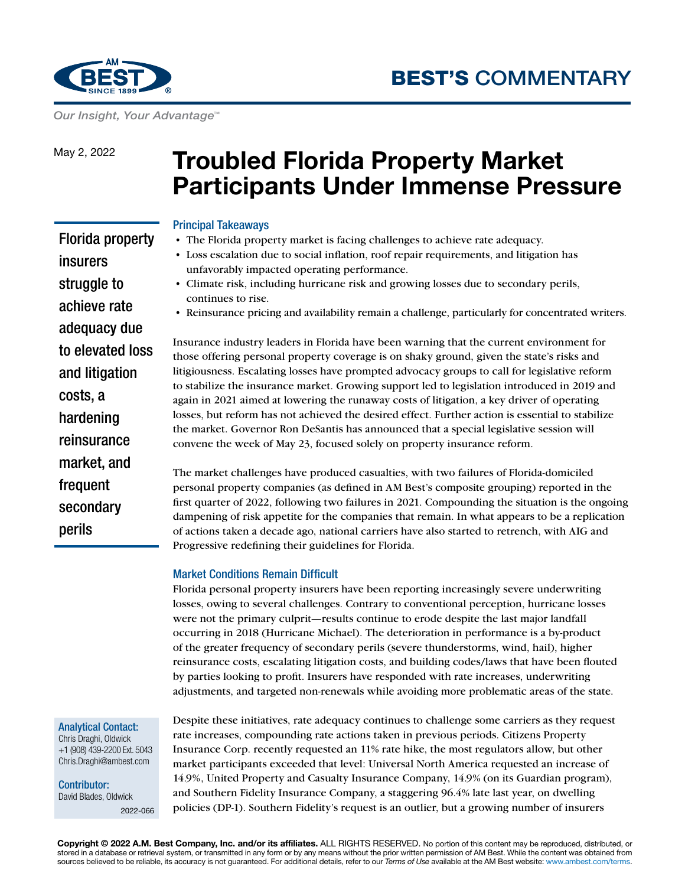BEST'S COMMENTARY

*Our Insight, Your Advantage™*

May 2, 2022

# Troubled Florida Property Market Participants Under Immense Pressure

**Florida property insurers struggle to achieve rate adequacy due to elevated loss and litigation costs, a hardening reinsurance market, and frequent secondary perils**

### Principal Takeaways

- The Florida property market is facing challenges to achieve rate adequacy.
- Loss escalation due to social inflation, roof repair requirements, and litigation has unfavorably impacted operating performance.
- Climate risk, including hurricane risk and growing losses due to secondary perils, continues to rise.
- Reinsurance pricing and availability remain a challenge, particularly for concentrated writers.

Insurance industry leaders in Florida have been warning that the current environment for those offering personal property coverage is on shaky ground, given the state's risks and litigiousness. Escalating losses have prompted advocacy groups to call for legislative reform to stabilize the insurance market. Growing support led to legislation introduced in 2019 and again in 2021 aimed at lowering the runaway costs of litigation, a key driver of operating losses, but reform has not achieved the desired effect. Further action is essential to stabilize the market. Governor Ron DeSantis has announced that a special legislative session will convene the week of May 23, focused solely on property insurance reform.

The market challenges have produced casualties, with two failures of Florida-domiciled personal property companies (as defined in AM Best's composite grouping) reported in the first quarter of 2022, following two failures in 2021. Compounding the situation is the ongoing dampening of risk appetite for the companies that remain. In what appears to be a replication of actions taken a decade ago, national carriers have also started to retrench, with AIG and Progressive redefining their guidelines for Florida.

### Market Conditions Remain Difficult

Florida personal property insurers have been reporting increasingly severe underwriting losses, owing to several challenges. Contrary to conventional perception, hurricane losses were not the primary culprit—results continue to erode despite the last major landfall occurring in 2018 (Hurricane Michael). The deterioration in performance is a by-product of the greater frequency of secondary perils (severe thunderstorms, wind, hail), higher reinsurance costs, escalating litigation costs, and building codes/laws that have been flouted by parties looking to profit. Insurers have responded with rate increases, underwriting adjustments, and targeted non-renewals while avoiding more problematic areas of the state.

Despite these initiatives, rate adequacy continues to challenge some carriers as they request rate increases, compounding rate actions taken in previous periods. Citizens Property Insurance Corp. recently requested an 11% rate hike, the most regulators allow, but other market participants exceeded that level: Universal North America requested an increase of 14.9%, United Property and Casualty Insurance Company, 14.9% (on its Guardian program), and Southern Fidelity Insurance Company, a staggering 96.4% late last year, on dwelling policies (DP-1). Southern Fidelity's request is an outlier, but a growing number of insurers

**Analytical Contact:**
Chris Draghi, Oldwick
+1 (908) 439-2200 Ext. 5043
Chris.Draghi@ambest.com

**Contributor:**
David Blades, Oldwick

2022-066

**Copyright © 2022 A.M. Best Company, Inc. and/or its affiliates.** ALL RIGHTS RESERVED. No portion of this content may be reproduced, distributed, or stored in a database or retrieval system, or transmitted in any form or by any means without the prior written permission of AM Best. While the content was obtained from sources believed to be reliable, its accuracy is not guaranteed. For additional details, refer to our *Terms of Use* available at the AM Best website: www.ambest.com/terms.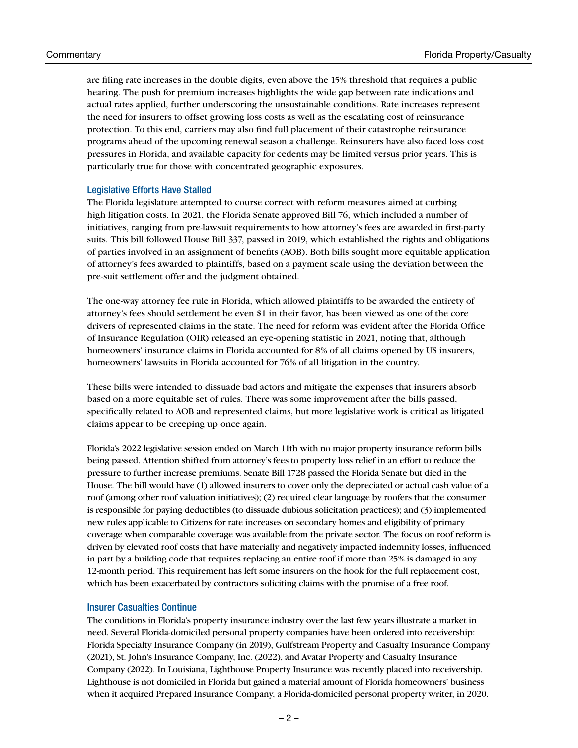are filing rate increases in the double digits, even above the 15% threshold that requires a public hearing. The push for premium increases highlights the wide gap between rate indications and actual rates applied, further underscoring the unsustainable conditions. Rate increases represent the need for insurers to offset growing loss costs as well as the escalating cost of reinsurance protection. To this end, carriers may also find full placement of their catastrophe reinsurance programs ahead of the upcoming renewal season a challenge. Reinsurers have also faced loss cost pressures in Florida, and available capacity for cedents may be limited versus prior years. This is particularly true for those with concentrated geographic exposures.

### Legislative Efforts Have Stalled

The Florida legislature attempted to course correct with reform measures aimed at curbing high litigation costs. In 2021, the Florida Senate approved Bill 76, which included a number of initiatives, ranging from pre-lawsuit requirements to how attorney's fees are awarded in first-party suits. This bill followed House Bill 337, passed in 2019, which established the rights and obligations of parties involved in an assignment of benefits (AOB). Both bills sought more equitable application of attorney's fees awarded to plaintiffs, based on a payment scale using the deviation between the pre-suit settlement offer and the judgment obtained.

The one-way attorney fee rule in Florida, which allowed plaintiffs to be awarded the entirety of attorney's fees should settlement be even $1 in their favor, has been viewed as one of the core drivers of represented claims in the state. The need for reform was evident after the Florida Office of Insurance Regulation (OIR) released an eye-opening statistic in 2021, noting that, although homeowners' insurance claims in Florida accounted for 8% of all claims opened by US insurers, homeowners' lawsuits in Florida accounted for 76% of all litigation in the country.

These bills were intended to dissuade bad actors and mitigate the expenses that insurers absorb based on a more equitable set of rules. There was some improvement after the bills passed, specifically related to AOB and represented claims, but more legislative work is critical as litigated claims appear to be creeping up once again.

Florida's 2022 legislative session ended on March 11th with no major property insurance reform bills being passed. Attention shifted from attorney's fees to property loss relief in an effort to reduce the pressure to further increase premiums. Senate Bill 1728 passed the Florida Senate but died in the House. The bill would have (1) allowed insurers to cover only the depreciated or actual cash value of a roof (among other roof valuation initiatives); (2) required clear language by roofers that the consumer is responsible for paying deductibles (to dissuade dubious solicitation practices); and (3) implemented new rules applicable to Citizens for rate increases on secondary homes and eligibility of primary coverage when comparable coverage was available from the private sector. The focus on roof reform is driven by elevated roof costs that have materially and negatively impacted indemnity losses, influenced in part by a building code that requires replacing an entire roof if more than 25% is damaged in any 12-month period. This requirement has left some insurers on the hook for the full replacement cost, which has been exacerbated by contractors soliciting claims with the promise of a free roof.

### Insurer Casualties Continue

The conditions in Florida's property insurance industry over the last few years illustrate a market in need. Several Florida-domiciled personal property companies have been ordered into receivership: Florida Specialty Insurance Company (in 2019), Gulfstream Property and Casualty Insurance Company (2021), St. John's Insurance Company, Inc. (2022), and Avatar Property and Casualty Insurance Company (2022). In Louisiana, Lighthouse Property Insurance was recently placed into receivership. Lighthouse is not domiciled in Florida but gained a material amount of Florida homeowners' business when it acquired Prepared Insurance Company, a Florida-domiciled personal property writer, in 2020.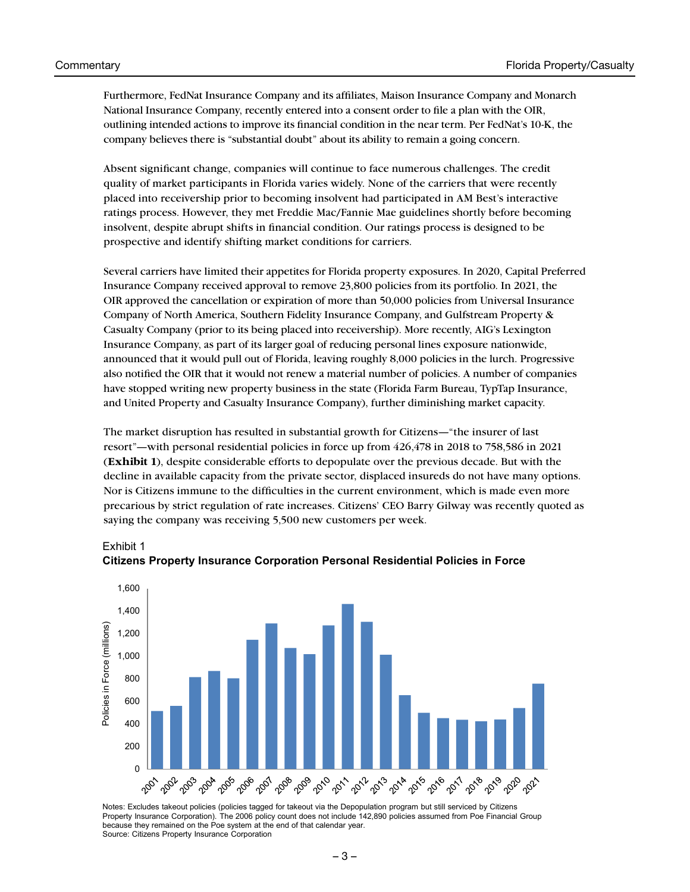Furthermore, FedNat Insurance Company and its affiliates, Maison Insurance Company and Monarch National Insurance Company, recently entered into a consent order to file a plan with the OIR, outlining intended actions to improve its financial condition in the near term. Per FedNat's 10-K, the company believes there is "substantial doubt" about its ability to remain a going concern.

Absent significant change, companies will continue to face numerous challenges. The credit quality of market participants in Florida varies widely. None of the carriers that were recently placed into receivership prior to becoming insolvent had participated in AM Best's interactive ratings process. However, they met Freddie Mac/Fannie Mae guidelines shortly before becoming insolvent, despite abrupt shifts in financial condition. Our ratings process is designed to be prospective and identify shifting market conditions for carriers.

Several carriers have limited their appetites for Florida property exposures. In 2020, Capital Preferred Insurance Company received approval to remove 23,800 policies from its portfolio. In 2021, the OIR approved the cancellation or expiration of more than 50,000 policies from Universal Insurance Company of North America, Southern Fidelity Insurance Company, and Gulfstream Property & Casualty Company (prior to its being placed into receivership). More recently, AIG's Lexington Insurance Company, as part of its larger goal of reducing personal lines exposure nationwide, announced that it would pull out of Florida, leaving roughly 8,000 policies in the lurch. Progressive also notified the OIR that it would not renew a material number of policies. A number of companies have stopped writing new property business in the state (Florida Farm Bureau, TypTap Insurance, and United Property and Casualty Insurance Company), further diminishing market capacity.

The market disruption has resulted in substantial growth for Citizens—"the insurer of last resort"—with personal residential policies in force up from 426,478 in 2018 to 758,586 in 2021 (**Exhibit 1**), despite considerable efforts to depopulate over the previous decade. But with the decline in available capacity from the private sector, displaced insureds do not have many options. Nor is Citizens immune to the difficulties in the current environment, which is made even more precarious by strict regulation of rate increases. Citizens' CEO Barry Gilway was recently quoted as saying the company was receiving 5,500 new customers per week.

Exhibit 1

**Citizens Property Insurance Corporation Personal Residential Policies in Force**

Notes: Excludes takeout policies (policies tagged for takeout via the Depopulation program but still serviced by Citizens Property Insurance Corporation). The 2006 policy count does not include 142,890 policies assumed from Poe Financial Group because they remained on the Poe system at the end of that calendar year.
Source: Citizens Property Insurance Corporation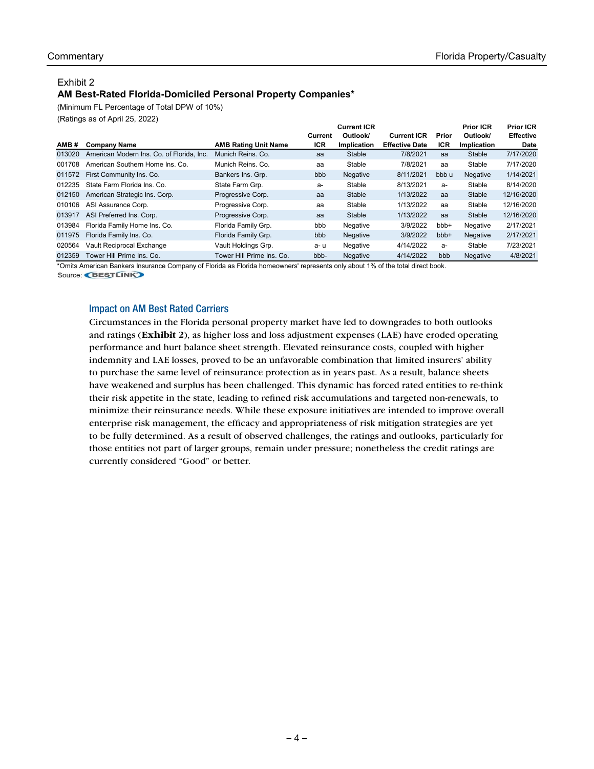Exhibit 2

**AM Best-Rated Florida-Domiciled Personal Property Companies***

(Minimum FL Percentage of Total DPW of 10%)

(Ratings as of April 25, 2022)

| AMB # | Company Name | AMB Rating Unit Name | Current ICR | Current ICR Outlook/ Implication | Current ICR Effective Date | Prior ICR | Prior ICR Outlook/ Implication | Prior ICR Effective Date |
|---|---|---|---|---|---|---|---|---|
| 013020 | American Modern Ins. Co. of Florida, Inc. | Munich Reins. Co. | aa | Stable | 7/8/2021 | aa | Stable | 7/17/2020 |
| 001708 | American Southern Home Ins. Co. | Munich Reins. Co. | aa | Stable | 7/8/2021 | aa | Stable | 7/17/2020 |
| 011572 | First Community Ins. Co. | Bankers Ins. Grp. | bbb | Negative | 8/11/2021 | bbb u | Negative | 1/14/2021 |
| 012235 | State Farm Florida Ins. Co. | State Farm Grp. | a- | Stable | 8/13/2021 | a- | Stable | 8/14/2020 |
| 012150 | American Strategic Ins. Corp. | Progressive Corp. | aa | Stable | 1/13/2022 | aa | Stable | 12/16/2020 |
| 010106 | ASI Assurance Corp. | Progressive Corp. | aa | Stable | 1/13/2022 | aa | Stable | 12/16/2020 |
| 013917 | ASI Preferred Ins. Corp. | Progressive Corp. | aa | Stable | 1/13/2022 | aa | Stable | 12/16/2020 |
| 013984 | Florida Family Home Ins. Co. | Florida Family Grp. | bbb | Negative | 3/9/2022 | bbb+ | Negative | 2/17/2021 |
| 011975 | Florida Family Ins. Co. | Florida Family Grp. | bbb | Negative | 3/9/2022 | bbb+ | Negative | 2/17/2021 |
| 020564 | Vault Reciprocal Exchange | Vault Holdings Grp. | a- u | Negative | 4/14/2022 | a- | Stable | 7/23/2021 |
| 012359 | Tower Hill Prime Ins. Co. | Tower Hill Prime Ins. Co. | bbb- | Negative | 4/14/2022 | bbb | Negative | 4/8/2021 |

*Omits American Bankers Insurance Company of Florida as Florida homeowners' represents only about 1% of the total direct book.

Source: BESTLINK

## Impact on AM Best Rated Carriers

Circumstances in the Florida personal property market have led to downgrades to both outlooks and ratings (**Exhibit 2**), as higher loss and loss adjustment expenses (LAE) have eroded operating performance and hurt balance sheet strength. Elevated reinsurance costs, coupled with higher indemnity and LAE losses, proved to be an unfavorable combination that limited insurers' ability to purchase the same level of reinsurance protection as in years past. As a result, balance sheets have weakened and surplus has been challenged. This dynamic has forced rated entities to re-think their risk appetite in the state, leading to refined risk accumulations and targeted non-renewals, to minimize their reinsurance needs. While these exposure initiatives are intended to improve overall enterprise risk management, the efficacy and appropriateness of risk mitigation strategies are yet to be fully determined. As a result of observed challenges, the ratings and outlooks, particularly for those entities not part of larger groups, remain under pressure; nonetheless the credit ratings are currently considered "Good" or better.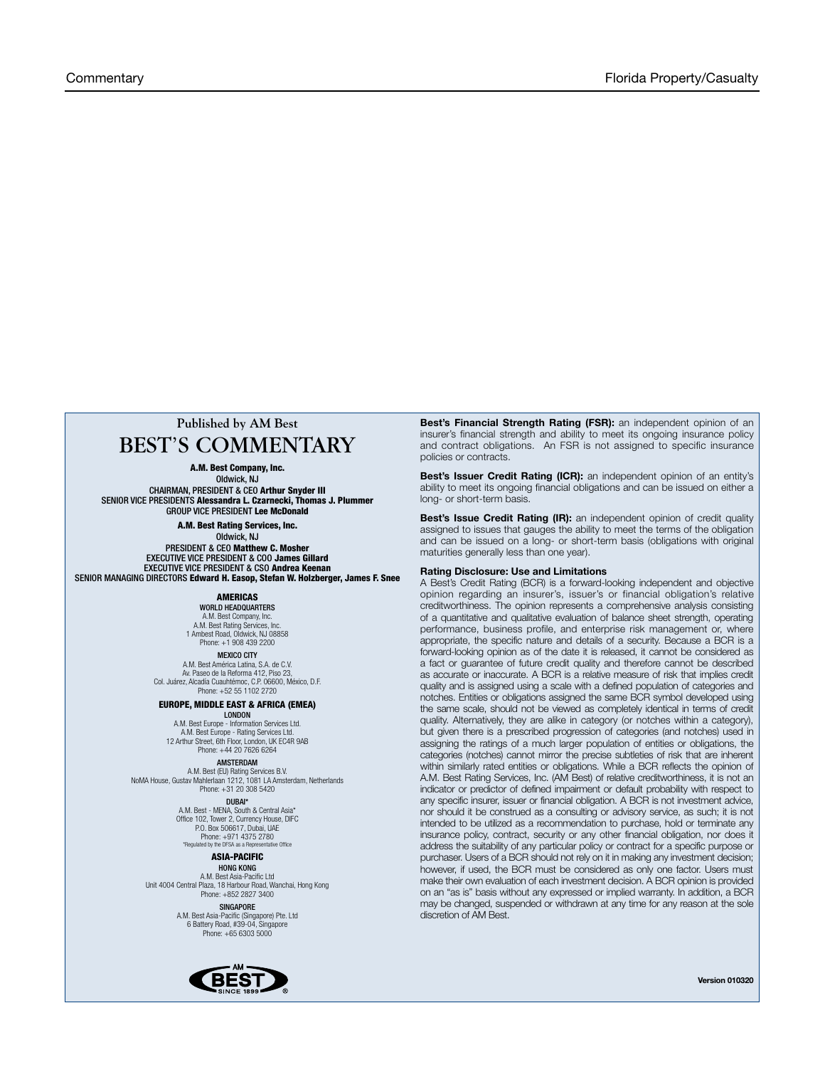Published by AM Best

# BEST'S COMMENTARY

**A.M. Best Company, Inc.**
Oldwick, NJ
CHAIRMAN, PRESIDENT & CEO **Arthur Snyder III**
SENIOR VICE PRESIDENTS **Alessandra L. Czarnecki, Thomas J. Plummer**
GROUP VICE PRESIDENT **Lee McDonald**

**A.M. Best Rating Services, Inc.**
Oldwick, NJ
PRESIDENT & CEO **Matthew C. Mosher**
EXECUTIVE VICE PRESIDENT & COO **James Gillard**
EXECUTIVE VICE PRESIDENT & CSO **Andrea Keenan**
SENIOR MANAGING DIRECTORS **Edward H. Easop, Stefan W. Holzberger, James F. Snee**

**AMERICAS**

WORLD HEADQUARTERS
A.M. Best Company, Inc.
A.M. Best Rating Services, Inc.
1 Ambest Road, Oldwick, NJ 08858
Phone: +1 908 439 2200

MEXICO CITY
A.M. Best América Latina, S.A. de C.V.
Av. Paseo de la Reforma 412, Piso 23,
Col. Juárez, Alcadía Cuauhtémoc, C.P. 06600, México, D.F.
Phone: +52 55 1102 2720

**EUROPE, MIDDLE EAST & AFRICA (EMEA)**

LONDON
A.M. Best Europe - Information Services Ltd.
A.M. Best Europe - Rating Services Ltd.
12 Arthur Street, 6th Floor, London, UK EC4R 9AB
Phone: +44 20 7626 6264

AMSTERDAM
A.M. Best (EU) Rating Services B.V.
NoMA House, Gustav Mahlerlaan 1212, 1081 LA Amsterdam, Netherlands
Phone: +31 20 308 5420

DUBAI*
A.M. Best - MENA, South & Central Asia*
Office 102, Tower 2, Currency House, DIFC
P.O. Box 506617, Dubai, UAE
Phone: +971 4375 2780
*Regulated by the DFSA as a Representative Office

**ASIA-PACIFIC**

HONG KONG
A.M. Best Asia-Pacific Ltd
Unit 4004 Central Plaza, 18 Harbour Road, Wanchai, Hong Kong
Phone: +852 2827 3400

SINGAPORE
A.M. Best Asia-Pacific (Singapore) Pte. Ltd
6 Battery Road, #39-04, Singapore
Phone: +65 6303 5000

AM BEST SINCE 1899

**Best's Financial Strength Rating (FSR):** an independent opinion of an insurer's financial strength and ability to meet its ongoing insurance policy and contract obligations. An FSR is not assigned to specific insurance policies or contracts.

**Best's Issuer Credit Rating (ICR):** an independent opinion of an entity's ability to meet its ongoing financial obligations and can be issued on either a long- or short-term basis.

**Best's Issue Credit Rating (IR):** an independent opinion of credit quality assigned to issues that gauges the ability to meet the terms of the obligation and can be issued on a long- or short-term basis (obligations with original maturities generally less than one year).

**Rating Disclosure: Use and Limitations**

A Best's Credit Rating (BCR) is a forward-looking independent and objective opinion regarding an insurer's, issuer's or financial obligation's relative creditworthiness. The opinion represents a comprehensive analysis consisting of a quantitative and qualitative evaluation of balance sheet strength, operating performance, business profile, and enterprise risk management or, where appropriate, the specific nature and details of a security. Because a BCR is a forward-looking opinion as of the date it is released, it cannot be considered as a fact or guarantee of future credit quality and therefore cannot be described as accurate or inaccurate. A BCR is a relative measure of risk that implies credit quality and is assigned using a scale with a defined population of categories and notches. Entities or obligations assigned the same BCR symbol developed using the same scale, should not be viewed as completely identical in terms of credit quality. Alternatively, they are alike in category (or notches within a category), but given there is a prescribed progression of categories (and notches) used in assigning the ratings of a much larger population of entities or obligations, the categories (notches) cannot mirror the precise subtleties of risk that are inherent within similarly rated entities or obligations. While a BCR reflects the opinion of A.M. Best Rating Services, Inc. (AM Best) of relative creditworthiness, it is not an indicator or predictor of defined impairment or default probability with respect to any specific insurer, issuer or financial obligation. A BCR is not investment advice, nor should it be construed as a consulting or advisory service, as such; it is not intended to be utilized as a recommendation to purchase, hold or terminate any insurance policy, contract, security or any other financial obligation, nor does it address the suitability of any particular policy or contract for a specific purpose or purchaser. Users of a BCR should not rely on it in making any investment decision; however, if used, the BCR must be considered as only one factor. Users must make their own evaluation of each investment decision. A BCR opinion is provided on an "as is" basis without any expressed or implied warranty. In addition, a BCR may be changed, suspended or withdrawn at any time for any reason at the sole discretion of AM Best.

**Version 010320**